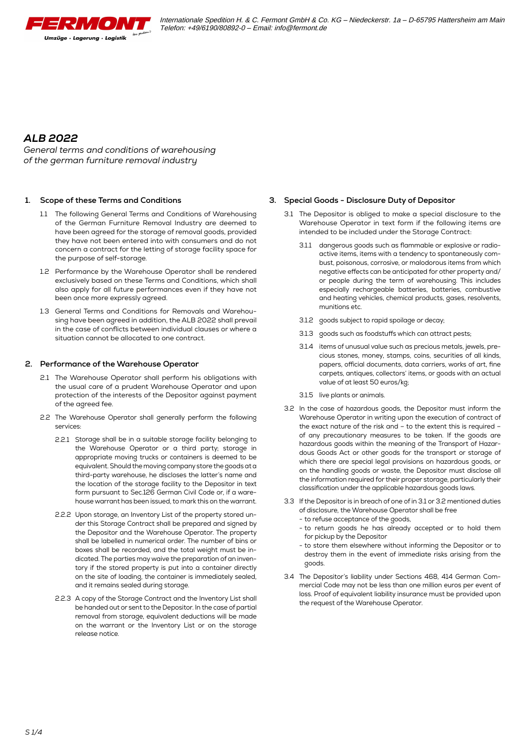# ALB 2022

*General terms and conditions of warehousing of the german furniture removal industry*

## 1. Scope of these Terms and Conditions

1.1 The following General Terms and Conditions of Warehousing of the German Furniture Removal Industry are deemed to have been agreed for the storage of removal goods, provided they have not been entered into with consumers and do not concern a contract for the letting of storage facility space for the purpose of self-storage.

1.2 Performance by the Warehouse Operator shall be rendered exclusively based on these Terms and Conditions, which shall also apply for all future performances even if they have not been once more expressly agreed.

1.3 General Terms and Conditions for Removals and Warehousing have been agreed in addition, the ALB 2022 shall prevail in the case of conflicts between individual clauses or where a situation cannot be allocated to one contract.

## 2. Performance of the Warehouse Operator

2.1 The Warehouse Operator shall perform his obligations with the usual care of a prudent Warehouse Operator and upon protection of the interests of the Depositor against payment of the agreed fee.

2.2 The Warehouse Operator shall generally perform the following services:

2.2.1 Storage shall be in a suitable storage facility belonging to the Warehouse Operator or a third party; storage in appropriate moving trucks or containers is deemed to be equivalent. Should the moving company store the goods at a third-party warehouse, he discloses the latter's name and the location of the storage facility to the Depositor in text form pursuant to Sec.126 German Civil Code or, if a warehouse warrant has been issued, to mark this on the warrant.

2.2.2 Upon storage, an Inventory List of the property stored under this Storage Contract shall be prepared and signed by the Depositor and the Warehouse Operator. The property shall be labelled in numerical order. The number of bins or boxes shall be recorded, and the total weight must be indicated. The parties may waive the preparation of an inventory list if the stored property is put into a container directly on the site of loading, the container is immediately sealed, and it remains sealed during storage.

2.2.3 A copy of the Storage Contract and the Inventory List shall be handed out or sent to the Depositor. In the case of partial removal from storage, equivalent deductions will be made on the warrant or the Inventory List or on the storage release notice.

## 3. Special Goods - Disclosure Duty of Depositor

3.1 The Depositor is obliged to make a special disclosure to the Warehouse Operator in text form if the following items are intended to be included under the Storage Contract:

3.1.1 dangerous goods such as flammable or explosive or radioactive items, items with a tendency to spontaneously combust, poisonous, corrosive, or malodorous items from which negative effects can be anticipated for other property and/or people during the term of warehousing. This includes especially rechargeable batteries, batteries, combustive and heating vehicles, chemical products, gases, resolvents, munitions etc.

3.1.2 goods subject to rapid spoilage or decay;

3.1.3 goods such as foodstuffs which can attract pests;

3.1.4 items of unusual value such as precious metals, jewels, precious stones, money, stamps, coins, securities of all kinds, papers, official documents, data carriers, works of art, fine carpets, antiques, collectors' items, or goods with an actual value of at least 50 euros/kg;

3.1.5 live plants or animals.

3.2 In the case of hazardous goods, the Depositor must inform the Warehouse Operator in writing upon the execution of contract of the exact nature of the risk and – to the extent this is required – of any precautionary measures to be taken. If the goods are hazardous goods within the meaning of the Transport of Hazardous Goods Act or other goods for the transport or storage of which there are special legal provisions on hazardous goods, or on the handling goods or waste, the Depositor must disclose all the information required for their proper storage, particularly their classification under the applicable hazardous goods laws.

3.3 If the Depositor is in breach of one of in 3.1 or 3.2 mentioned duties of disclosure, the Warehouse Operator shall be free

- to refuse acceptance of the goods,
- to return goods he has already accepted or to hold them for pickup by the Depositor
- to store them elsewhere without informing the Depositor or to destroy them in the event of immediate risks arising from the goods.

3.4 The Depositor's liability under Sections 468, 414 German Commercial Code may not be less than one million euros per event of loss. Proof of equivalent liability insurance must be provided upon the request of the Warehouse Operator.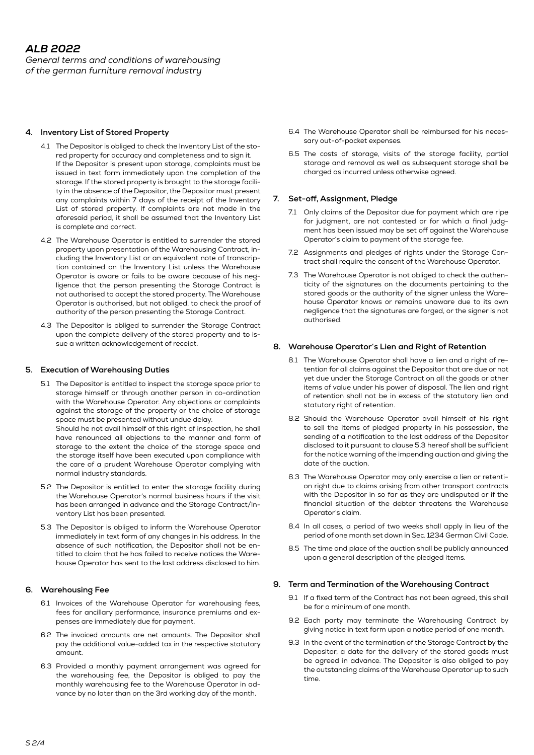## 4. Inventory List of Stored Property

4.1 The Depositor is obliged to check the Inventory List of the stored property for accuracy and completeness and to sign it. If the Depositor is present upon storage, complaints must be issued in text form immediately upon the completion of the storage. If the stored property is brought to the storage facility in the absence of the Depositor, the Depositor must present any complaints within 7 days of the receipt of the Inventory List of stored property. If complaints are not made in the aforesaid period, it shall be assumed that the Inventory List is complete and correct.

4.2 The Warehouse Operator is entitled to surrender the stored property upon presentation of the Warehousing Contract, including the Inventory List or an equivalent note of transcription contained on the Inventory List unless the Warehouse Operator is aware or fails to be aware because of his negligence that the person presenting the Storage Contract is not authorised to accept the stored property. The Warehouse Operator is authorised, but not obliged, to check the proof of authority of the person presenting the Storage Contract.

4.3 The Depositor is obliged to surrender the Storage Contract upon the complete delivery of the stored property and to issue a written acknowledgement of receipt.

## 5. Execution of Warehousing Duties

5.1 The Depositor is entitled to inspect the storage space prior to storage himself or through another person in co-ordination with the Warehouse Operator. Any objections or complaints against the storage of the property or the choice of storage space must be presented without undue delay. Should he not avail himself of this right of inspection, he shall have renounced all objections to the manner and form of storage to the extent the choice of the storage space and the storage itself have been executed upon compliance with the care of a prudent Warehouse Operator complying with normal industry standards.

5.2 The Depositor is entitled to enter the storage facility during the Warehouse Operator's normal business hours if the visit has been arranged in advance and the Storage Contract/Inventory List has been presented.

5.3 The Depositor is obliged to inform the Warehouse Operator immediately in text form of any changes in his address. In the absence of such notification, the Depositor shall not be entitled to claim that he has failed to receive notices the Warehouse Operator has sent to the last address disclosed to him.

## 6. Warehousing Fee

6.1 Invoices of the Warehouse Operator for warehousing fees, fees for ancillary performance, insurance premiums and expenses are immediately due for payment.

6.2 The invoiced amounts are net amounts. The Depositor shall pay the additional value-added tax in the respective statutory amount.

6.3 Provided a monthly payment arrangement was agreed for the warehousing fee, the Depositor is obliged to pay the monthly warehousing fee to the Warehouse Operator in advance by no later than on the 3rd working day of the month.

6.4 The Warehouse Operator shall be reimbursed for his necessary out-of-pocket expenses.

6.5 The costs of storage, visits of the storage facility, partial storage and removal as well as subsequent storage shall be charged as incurred unless otherwise agreed.

## 7. Set-off, Assignment, Pledge

7.1 Only claims of the Depositor due for payment which are ripe for judgment, are not contested or for which a final judgment has been issued may be set off against the Warehouse Operator's claim to payment of the storage fee.

7.2 Assignments and pledges of rights under the Storage Contract shall require the consent of the Warehouse Operator.

7.3 The Warehouse Operator is not obliged to check the authenticity of the signatures on the documents pertaining to the stored goods or the authority of the signer unless the Warehouse Operator knows or remains unaware due to its own negligence that the signatures are forged, or the signer is not authorised.

## 8. Warehouse Operator's Lien and Right of Retention

8.1 The Warehouse Operator shall have a lien and a right of retention for all claims against the Depositor that are due or not yet due under the Storage Contract on all the goods or other items of value under his power of disposal. The lien and right of retention shall not be in excess of the statutory lien and statutory right of retention.

8.2 Should the Warehouse Operator avail himself of his right to sell the items of pledged property in his possession, the sending of a notification to the last address of the Depositor disclosed to it pursuant to clause 5.3 hereof shall be sufficient for the notice warning of the impending auction and giving the date of the auction.

8.3 The Warehouse Operator may only exercise a lien or retention right due to claims arising from other transport contracts with the Depositor in so far as they are undisputed or if the financial situation of the debtor threatens the Warehouse Operator's claim.

8.4 In all cases, a period of two weeks shall apply in lieu of the period of one month set down in Sec. 1234 German Civil Code.

8.5 The time and place of the auction shall be publicly announced upon a general description of the pledged items.

## 9. Term and Termination of the Warehousing Contract

9.1 If a fixed term of the Contract has not been agreed, this shall be for a minimum of one month.

9.2 Each party may terminate the Warehousing Contract by giving notice in text form upon a notice period of one month.

9.3 In the event of the termination of the Storage Contract by the Depositor, a date for the delivery of the stored goods must be agreed in advance. The Depositor is also obliged to pay the outstanding claims of the Warehouse Operator up to such time.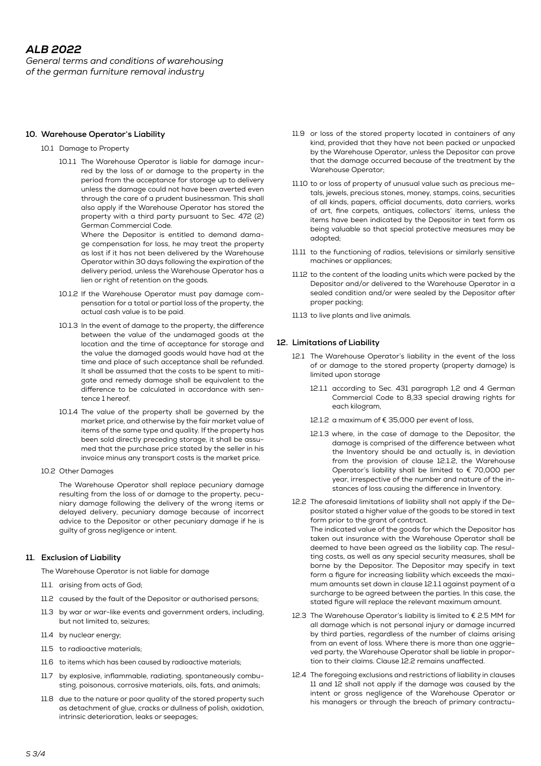## 10. Warehouse Operator's Liability

10.1 Damage to Property

10.1.1 The Warehouse Operator is liable for damage incurred by the loss of or damage to the property in the period from the acceptance for storage up to delivery unless the damage could not have been averted even through the care of a prudent businessman. This shall also apply if the Warehouse Operator has stored the property with a third party pursuant to Sec. 472 (2) German Commercial Code.
Where the Depositor is entitled to demand damage compensation for loss, he may treat the property as lost if it has not been delivered by the Warehouse Operator within 30 days following the expiration of the delivery period, unless the Warehouse Operator has a lien or right of retention on the goods.

10.1.2 If the Warehouse Operator must pay damage compensation for a total or partial loss of the property, the actual cash value is to be paid.

10.1.3 In the event of damage to the property, the difference between the value of the undamaged goods at the location and the time of acceptance for storage and the value the damaged goods would have had at the time and place of such acceptance shall be refunded. It shall be assumed that the costs to be spent to mitigate and remedy damage shall be equivalent to the difference to be calculated in accordance with sentence 1 hereof.

10.1.4 The value of the property shall be governed by the market price, and otherwise by the fair market value of items of the same type and quality. If the property has been sold directly preceding storage, it shall be assumed that the purchase price stated by the seller in his invoice minus any transport costs is the market price.

10.2 Other Damages

The Warehouse Operator shall replace pecuniary damage resulting from the loss of or damage to the property, pecuniary damage following the delivery of the wrong items or delayed delivery, pecuniary damage because of incorrect advice to the Depositor or other pecuniary damage if he is guilty of gross negligence or intent.

## 11. Exclusion of Liability

The Warehouse Operator is not liable for damage

11.1. arising from acts of God;

11.2 caused by the fault of the Depositor or authorised persons;

11.3 by war or war-like events and government orders, including, but not limited to, seizures;

11.4 by nuclear energy;

11.5 to radioactive materials;

11.6 to items which has been caused by radioactive materials;

11.7 by explosive, inflammable, radiating, spontaneously combusting, poisonous, corrosive materials, oils, fats, and animals;

11.8 due to the nature or poor quality of the stored property such as detachment of glue, cracks or dullness of polish, oxidation, intrinsic deterioration, leaks or seepages;

11.9 or loss of the stored property located in containers of any kind, provided that they have not been packed or unpacked by the Warehouse Operator, unless the Depositor can prove that the damage occurred because of the treatment by the Warehouse Operator;

11.10 to or loss of property of unusual value such as precious metals, jewels, precious stones, money, stamps, coins, securities of all kinds, papers, official documents, data carriers, works of art, fine carpets, antiques, collectors' items, unless the items have been indicated by the Depositor in text form as being valuable so that special protective measures may be adopted;

11.11 to the functioning of radios, televisions or similarly sensitive machines or appliances;

11.12 to the content of the loading units which were packed by the Depositor and/or delivered to the Warehouse Operator in a sealed condition and/or were sealed by the Depositor after proper packing;

11.13 to live plants and live animals.

## 12. Limitations of Liability

12.1 The Warehouse Operator's liability in the event of the loss of or damage to the stored property (property damage) is limited upon storage

12.1.1 according to Sec. 431 paragraph 1,2 and 4 German Commercial Code to 8,33 special drawing rights for each kilogram,

12.1.2 a maximum of € 35,000 per event of loss,

12.1.3 where, in the case of damage to the Depositor, the damage is comprised of the difference between what the Inventory should be and actually is, in deviation from the provision of clause 12.1.2, the Warehouse Operator's liability shall be limited to € 70,000 per year, irrespective of the number and nature of the instances of loss causing the difference in Inventory.

12.2 The aforesaid limitations of liability shall not apply if the Depositor stated a higher value of the goods to be stored in text form prior to the grant of contract.
The indicated value of the goods for which the Depositor has taken out insurance with the Warehouse Operator shall be deemed to have been agreed as the liability cap. The resulting costs, as well as any special security measures, shall be borne by the Depositor. The Depositor may specify in text form a figure for increasing liability which exceeds the maximum amounts set down in clause 12.1.1 against payment of a surcharge to be agreed between the parties. In this case, the stated figure will replace the relevant maximum amount.

12.3 The Warehouse Operator's liability is limited to € 2.5 MM for all damage which is not personal injury or damage incurred by third parties, regardless of the number of claims arising from an event of loss. Where there is more than one aggrieved party, the Warehouse Operator shall be liable in proportion to their claims. Clause 12.2 remains unaffected.

12.4 The foregoing exclusions and restrictions of liability in clauses 11 and 12 shall not apply if the damage was caused by the intent or gross negligence of the Warehouse Operator or his managers or through the breach of primary contractu-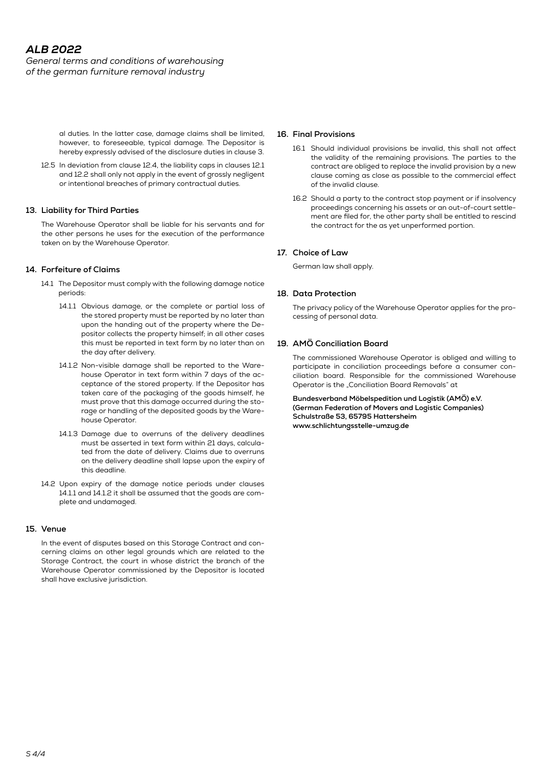al duties. In the latter case, damage claims shall be limited, however, to foreseeable, typical damage. The Depositor is hereby expressly advised of the disclosure duties in clause 3.

12.5 In deviation from clause 12.4, the liability caps in clauses 12.1 and 12.2 shall only not apply in the event of grossly negligent or intentional breaches of primary contractual duties.

## 13. Liability for Third Parties

The Warehouse Operator shall be liable for his servants and for the other persons he uses for the execution of the performance taken on by the Warehouse Operator.

## 14. Forfeiture of Claims

14.1 The Depositor must comply with the following damage notice periods:

14.1.1 Obvious damage, or the complete or partial loss of the stored property must be reported by no later than upon the handing out of the property where the Depositor collects the property himself; in all other cases this must be reported in text form by no later than on the day after delivery.

14.1.2 Non-visible damage shall be reported to the Warehouse Operator in text form within 7 days of the acceptance of the stored property. If the Depositor has taken care of the packaging of the goods himself, he must prove that this damage occurred during the storage or handling of the deposited goods by the Warehouse Operator.

14.1.3 Damage due to overruns of the delivery deadlines must be asserted in text form within 21 days, calculated from the date of delivery. Claims due to overruns on the delivery deadline shall lapse upon the expiry of this deadline.

14.2 Upon expiry of the damage notice periods under clauses 14.1.1 and 14.1.2 it shall be assumed that the goods are complete and undamaged.

## 15. Venue

In the event of disputes based on this Storage Contract and concerning claims on other legal grounds which are related to the Storage Contract, the court in whose district the branch of the Warehouse Operator commissioned by the Depositor is located shall have exclusive jurisdiction.

## 16. Final Provisions

16.1 Should individual provisions be invalid, this shall not affect the validity of the remaining provisions. The parties to the contract are obliged to replace the invalid provision by a new clause coming as close as possible to the commercial effect of the invalid clause.

16.2 Should a party to the contract stop payment or if insolvency proceedings concerning his assets or an out-of-court settlement are filed for, the other party shall be entitled to rescind the contract for the as yet unperformed portion.

## 17. Choice of Law

German law shall apply.

## 18. Data Protection

The privacy policy of the Warehouse Operator applies for the processing of personal data.

## 19. AMÖ Conciliation Board

The commissioned Warehouse Operator is obliged and willing to participate in conciliation proceedings before a consumer conciliation board. Responsible for the commissioned Warehouse Operator is the „Conciliation Board Removals" at

**Bundesverband Möbelspedition und Logistik (AMÖ) e.V.**
**(German Federation of Movers and Logistic Companies)**
**Schulstraße 53, 65795 Hattersheim**
**www.schlichtungsstelle-umzug.de**